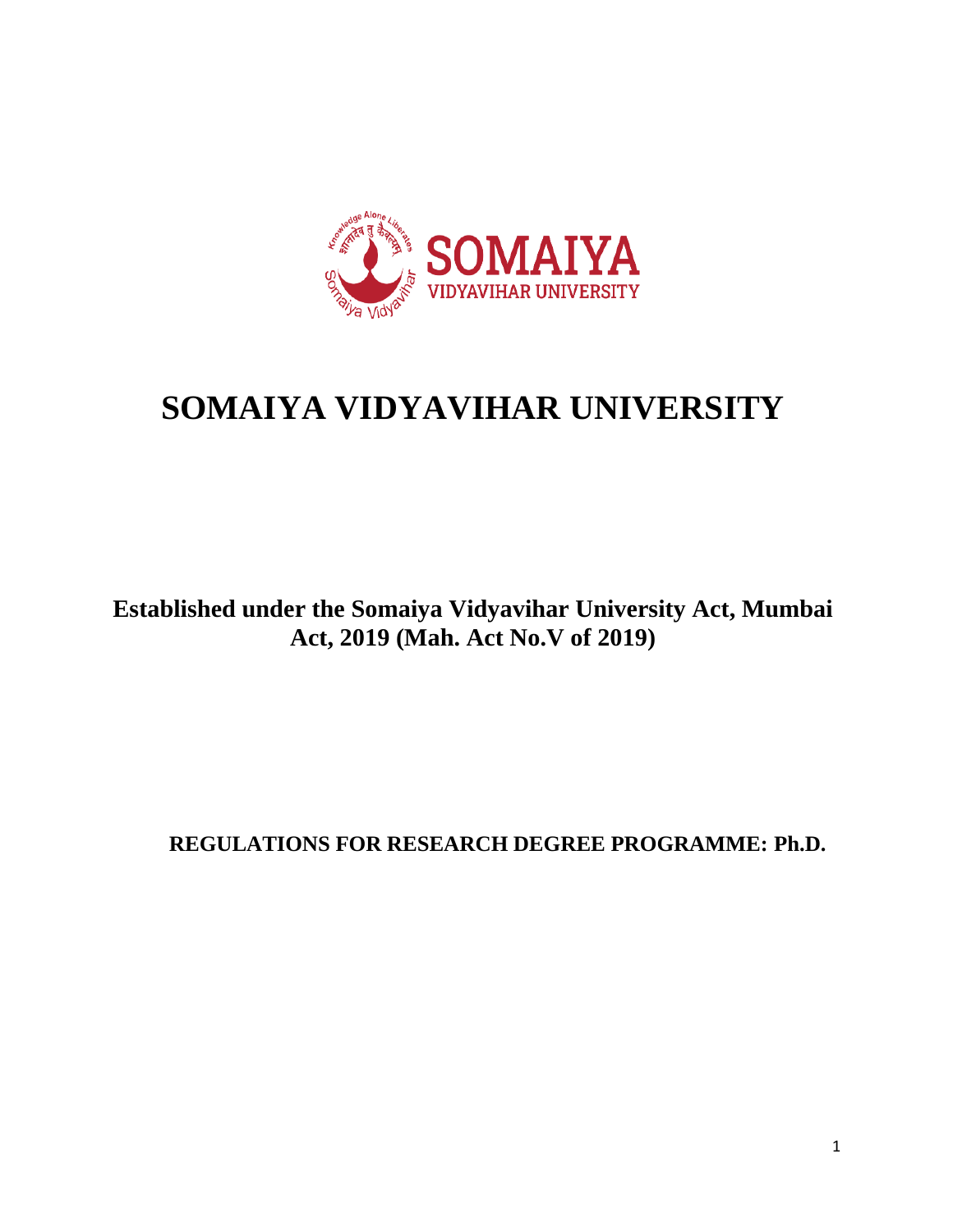# SOMAIYA VIDYAVIHAR UNIVERSITY

**Established under the Somaiya Vidyavihar University Act, Mumbai Act, 2019 (Mah. Act No.V of 2019)**

## REGULATIONS FOR RESEARCH DEGREE PROGRAMME: Ph.D.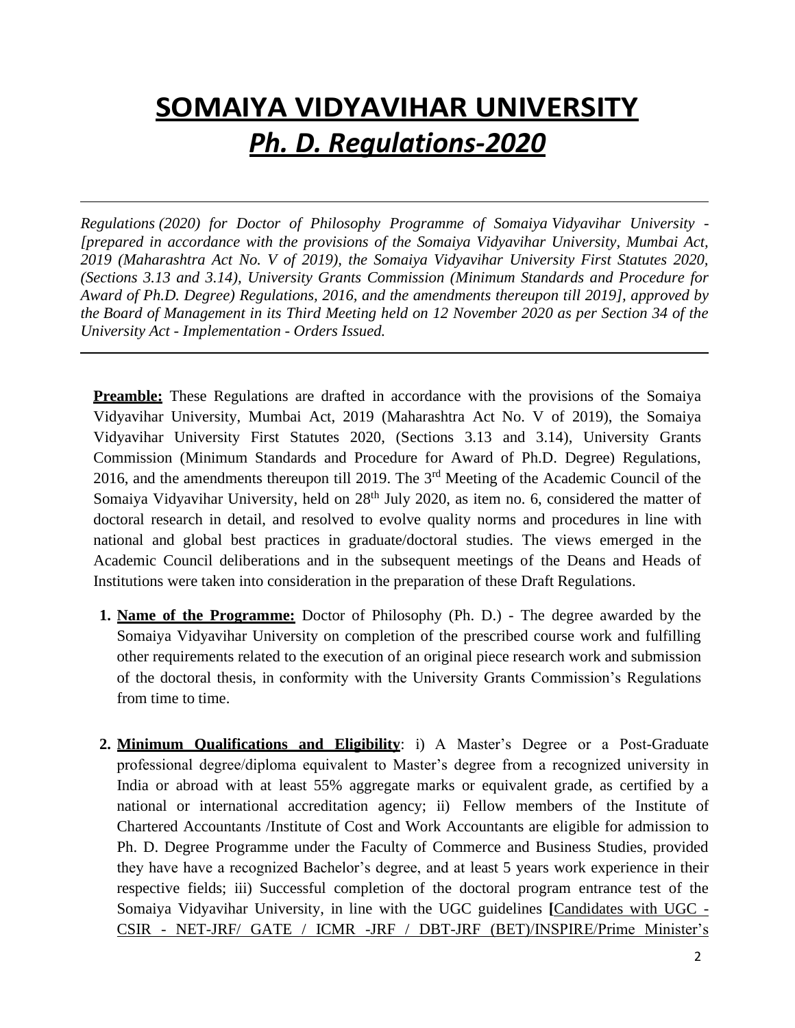# SOMAIYA VIDYAVIHAR UNIVERSITY

## *Ph. D. Regulations-2020*

---

*Regulations (2020) for Doctor of Philosophy Programme of Somaiya Vidyavihar University - [prepared in accordance with the provisions of the Somaiya Vidyavihar University, Mumbai Act, 2019 (Maharashtra Act No. V of 2019), the Somaiya Vidyavihar University First Statutes 2020, (Sections 3.13 and 3.14), University Grants Commission (Minimum Standards and Procedure for Award of Ph.D. Degree) Regulations, 2016, and the amendments thereupon till 2019], approved by the Board of Management in its Third Meeting held on 12 November 2020 as per Section 34 of the University Act - Implementation - Orders Issued.*

---

**Preamble:** These Regulations are drafted in accordance with the provisions of the Somaiya Vidyavihar University, Mumbai Act, 2019 (Maharashtra Act No. V of 2019), the Somaiya Vidyavihar University First Statutes 2020, (Sections 3.13 and 3.14), University Grants Commission (Minimum Standards and Procedure for Award of Ph.D. Degree) Regulations, 2016, and the amendments thereupon till 2019. The 3rd Meeting of the Academic Council of the Somaiya Vidyavihar University, held on 28th July 2020, as item no. 6, considered the matter of doctoral research in detail, and resolved to evolve quality norms and procedures in line with national and global best practices in graduate/doctoral studies. The views emerged in the Academic Council deliberations and in the subsequent meetings of the Deans and Heads of Institutions were taken into consideration in the preparation of these Draft Regulations.

1. **Name of the Programme:** Doctor of Philosophy (Ph. D.) - The degree awarded by the Somaiya Vidyavihar University on completion of the prescribed course work and fulfilling other requirements related to the execution of an original piece research work and submission of the doctoral thesis, in conformity with the University Grants Commission's Regulations from time to time.

2. **Minimum Qualifications and Eligibility**: i) A Master's Degree or a Post-Graduate professional degree/diploma equivalent to Master's degree from a recognized university in India or abroad with at least 55% aggregate marks or equivalent grade, as certified by a national or international accreditation agency; ii) Fellow members of the Institute of Chartered Accountants /Institute of Cost and Work Accountants are eligible for admission to Ph. D. Degree Programme under the Faculty of Commerce and Business Studies, provided they have have a recognized Bachelor's degree, and at least 5 years work experience in their respective fields; iii) Successful completion of the doctoral program entrance test of the Somaiya Vidyavihar University, in line with the UGC guidelines **[**Candidates with UGC - CSIR - NET-JRF/ GATE / ICMR -JRF / DBT-JRF (BET)/INSPIRE/Prime Minister's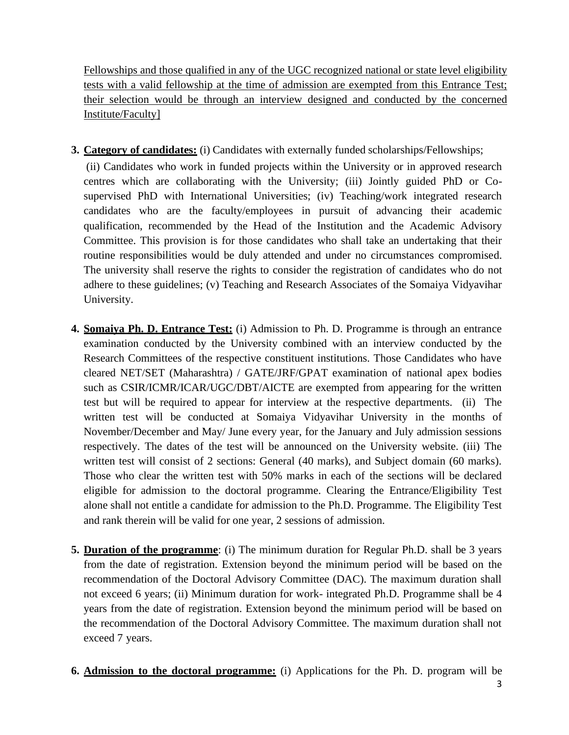<u>Fellowships and those qualified in any of the UGC recognized national or state level eligibility tests with a valid fellowship at the time of admission are exempted from this Entrance Test; their selection would be through an interview designed and conducted by the concerned Institute/Faculty]</u>

3. **<u>Category of candidates:</u>** (i) Candidates with externally funded scholarships/Fellowships; (ii) Candidates who work in funded projects within the University or in approved research centres which are collaborating with the University; (iii) Jointly guided PhD or Co-supervised PhD with International Universities; (iv) Teaching/work integrated research candidates who are the faculty/employees in pursuit of advancing their academic qualification, recommended by the Head of the Institution and the Academic Advisory Committee. This provision is for those candidates who shall take an undertaking that their routine responsibilities would be duly attended and under no circumstances compromised. The university shall reserve the rights to consider the registration of candidates who do not adhere to these guidelines; (v) Teaching and Research Associates of the Somaiya Vidyavihar University.

4. **<u>Somaiya Ph. D. Entrance Test:</u>** (i) Admission to Ph. D. Programme is through an entrance examination conducted by the University combined with an interview conducted by the Research Committees of the respective constituent institutions. Those Candidates who have cleared NET/SET (Maharashtra) / GATE/JRF/GPAT examination of national apex bodies such as CSIR/ICMR/ICAR/UGC/DBT/AICTE are exempted from appearing for the written test but will be required to appear for interview at the respective departments. (ii) The written test will be conducted at Somaiya Vidyavihar University in the months of November/December and May/ June every year, for the January and July admission sessions respectively. The dates of the test will be announced on the University website. (iii) The written test will consist of 2 sections: General (40 marks), and Subject domain (60 marks). Those who clear the written test with 50% marks in each of the sections will be declared eligible for admission to the doctoral programme. Clearing the Entrance/Eligibility Test alone shall not entitle a candidate for admission to the Ph.D. Programme. The Eligibility Test and rank therein will be valid for one year, 2 sessions of admission.

5. **<u>Duration of the programme</u>**: (i) The minimum duration for Regular Ph.D. shall be 3 years from the date of registration. Extension beyond the minimum period will be based on the recommendation of the Doctoral Advisory Committee (DAC). The maximum duration shall not exceed 6 years; (ii) Minimum duration for work- integrated Ph.D. Programme shall be 4 years from the date of registration. Extension beyond the minimum period will be based on the recommendation of the Doctoral Advisory Committee. The maximum duration shall not exceed 7 years.

6. **<u>Admission to the doctoral programme:</u>** (i) Applications for the Ph. D. program will be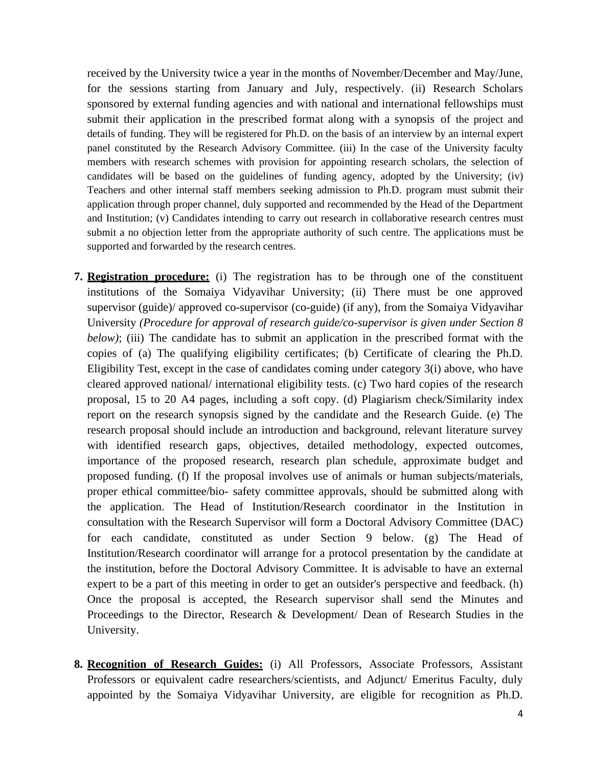received by the University twice a year in the months of November/December and May/June, for the sessions starting from January and July, respectively. (ii) Research Scholars sponsored by external funding agencies and with national and international fellowships must submit their application in the prescribed format along with a synopsis of the project and details of funding. They will be registered for Ph.D. on the basis of an interview by an internal expert panel constituted by the Research Advisory Committee. (iii) In the case of the University faculty members with research schemes with provision for appointing research scholars, the selection of candidates will be based on the guidelines of funding agency, adopted by the University; (iv) Teachers and other internal staff members seeking admission to Ph.D. program must submit their application through proper channel, duly supported and recommended by the Head of the Department and Institution; (v) Candidates intending to carry out research in collaborative research centres must submit a no objection letter from the appropriate authority of such centre. The applications must be supported and forwarded by the research centres.

7. **Registration procedure:** (i) The registration has to be through one of the constituent institutions of the Somaiya Vidyavihar University; (ii) There must be one approved supervisor (guide)/ approved co-supervisor (co-guide) (if any), from the Somaiya Vidyavihar University *(Procedure for approval of research guide/co-supervisor is given under Section 8 below)*; (iii) The candidate has to submit an application in the prescribed format with the copies of (a) The qualifying eligibility certificates; (b) Certificate of clearing the Ph.D. Eligibility Test, except in the case of candidates coming under category 3(i) above, who have cleared approved national/ international eligibility tests. (c) Two hard copies of the research proposal, 15 to 20 A4 pages, including a soft copy. (d) Plagiarism check/Similarity index report on the research synopsis signed by the candidate and the Research Guide. (e) The research proposal should include an introduction and background, relevant literature survey with identified research gaps, objectives, detailed methodology, expected outcomes, importance of the proposed research, research plan schedule, approximate budget and proposed funding. (f) If the proposal involves use of animals or human subjects/materials, proper ethical committee/bio- safety committee approvals, should be submitted along with the application. The Head of Institution/Research coordinator in the Institution in consultation with the Research Supervisor will form a Doctoral Advisory Committee (DAC) for each candidate, constituted as under Section 9 below. (g) The Head of Institution/Research coordinator will arrange for a protocol presentation by the candidate at the institution, before the Doctoral Advisory Committee. It is advisable to have an external expert to be a part of this meeting in order to get an outsider's perspective and feedback. (h) Once the proposal is accepted, the Research supervisor shall send the Minutes and Proceedings to the Director, Research & Development/ Dean of Research Studies in the University.

8. **Recognition of Research Guides:** (i) All Professors, Associate Professors, Assistant Professors or equivalent cadre researchers/scientists, and Adjunct/ Emeritus Faculty, duly appointed by the Somaiya Vidyavihar University, are eligible for recognition as Ph.D.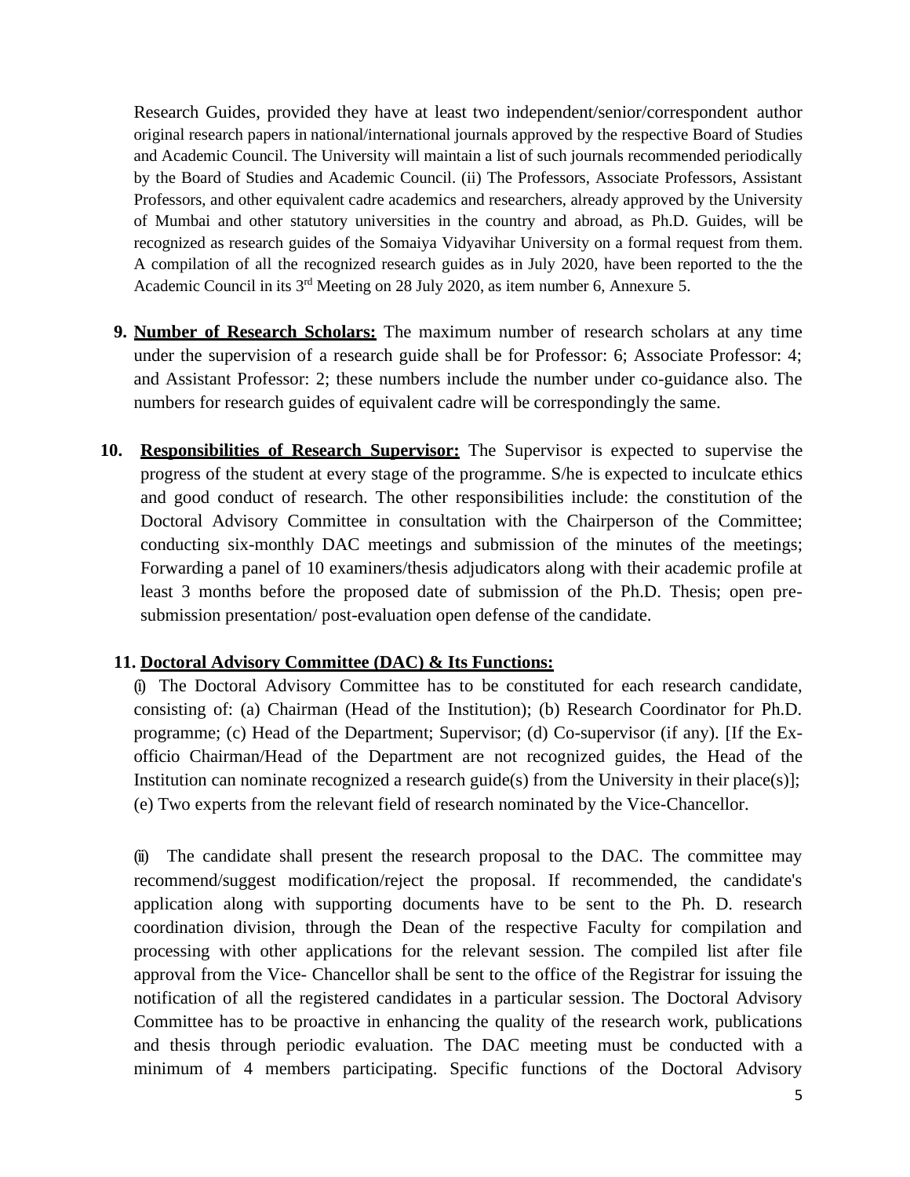Research Guides, provided they have at least two independent/senior/correspondent author original research papers in national/international journals approved by the respective Board of Studies and Academic Council. The University will maintain a list of such journals recommended periodically by the Board of Studies and Academic Council. (ii) The Professors, Associate Professors, Assistant Professors, and other equivalent cadre academics and researchers, already approved by the University of Mumbai and other statutory universities in the country and abroad, as Ph.D. Guides, will be recognized as research guides of the Somaiya Vidyavihar University on a formal request from them. A compilation of all the recognized research guides as in July 2020, have been reported to the the Academic Council in its 3rd Meeting on 28 July 2020, as item number 6, Annexure 5.

9. **Number of Research Scholars:** The maximum number of research scholars at any time under the supervision of a research guide shall be for Professor: 6; Associate Professor: 4; and Assistant Professor: 2; these numbers include the number under co-guidance also. The numbers for research guides of equivalent cadre will be correspondingly the same.

10. **Responsibilities of Research Supervisor:** The Supervisor is expected to supervise the progress of the student at every stage of the programme. S/he is expected to inculcate ethics and good conduct of research. The other responsibilities include: the constitution of the Doctoral Advisory Committee in consultation with the Chairperson of the Committee; conducting six-monthly DAC meetings and submission of the minutes of the meetings; Forwarding a panel of 10 examiners/thesis adjudicators along with their academic profile at least 3 months before the proposed date of submission of the Ph.D. Thesis; open pre-submission presentation/ post-evaluation open defense of the candidate.

11. **Doctoral Advisory Committee (DAC) & Its Functions:**

(i) The Doctoral Advisory Committee has to be constituted for each research candidate, consisting of: (a) Chairman (Head of the Institution); (b) Research Coordinator for Ph.D. programme; (c) Head of the Department; Supervisor; (d) Co-supervisor (if any). [If the Ex-officio Chairman/Head of the Department are not recognized guides, the Head of the Institution can nominate recognized a research guide(s) from the University in their place(s)]; (e) Two experts from the relevant field of research nominated by the Vice-Chancellor.

(ii) The candidate shall present the research proposal to the DAC. The committee may recommend/suggest modification/reject the proposal. If recommended, the candidate's application along with supporting documents have to be sent to the Ph. D. research coordination division, through the Dean of the respective Faculty for compilation and processing with other applications for the relevant session. The compiled list after file approval from the Vice- Chancellor shall be sent to the office of the Registrar for issuing the notification of all the registered candidates in a particular session. The Doctoral Advisory Committee has to be proactive in enhancing the quality of the research work, publications and thesis through periodic evaluation. The DAC meeting must be conducted with a minimum of 4 members participating. Specific functions of the Doctoral Advisory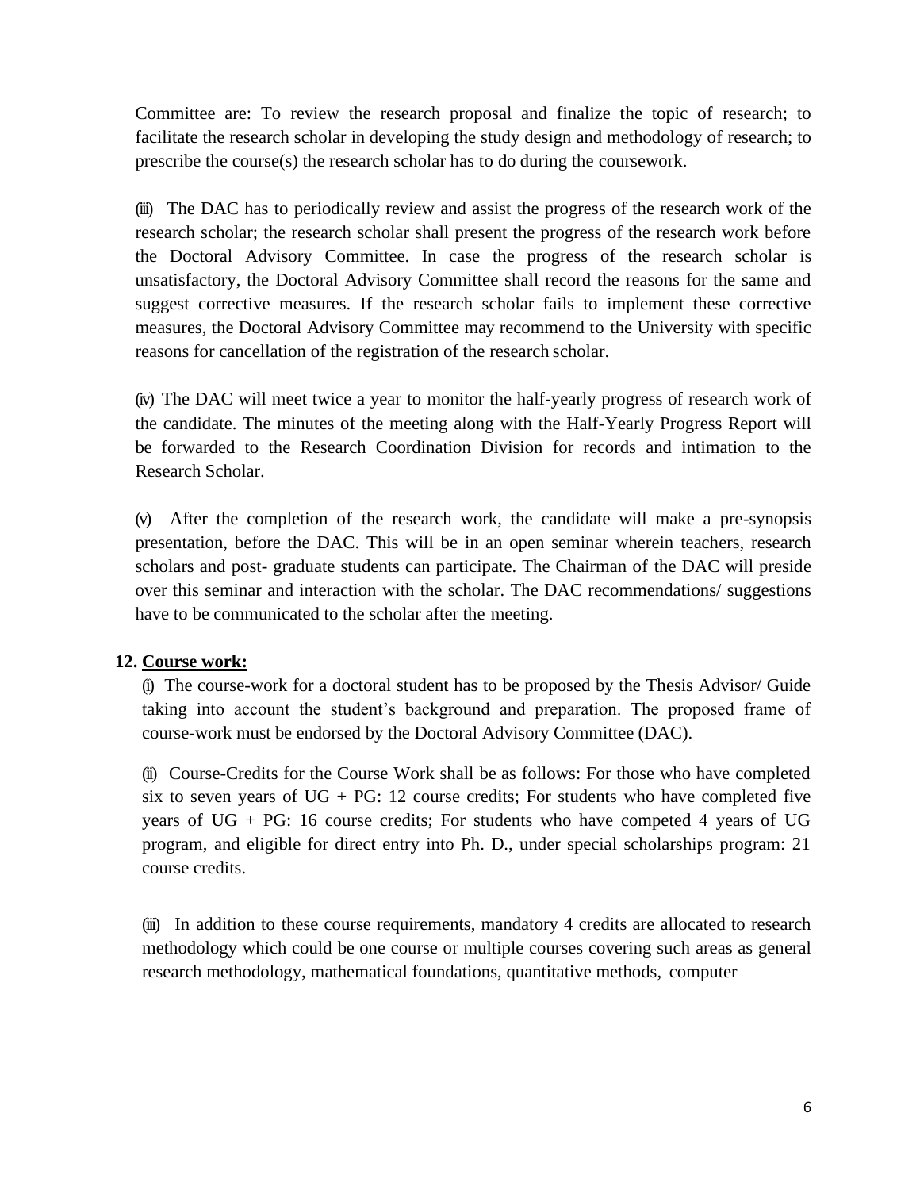Committee are: To review the research proposal and finalize the topic of research; to facilitate the research scholar in developing the study design and methodology of research; to prescribe the course(s) the research scholar has to do during the coursework.

(iii) The DAC has to periodically review and assist the progress of the research work of the research scholar; the research scholar shall present the progress of the research work before the Doctoral Advisory Committee. In case the progress of the research scholar is unsatisfactory, the Doctoral Advisory Committee shall record the reasons for the same and suggest corrective measures. If the research scholar fails to implement these corrective measures, the Doctoral Advisory Committee may recommend to the University with specific reasons for cancellation of the registration of the research scholar.

(iv) The DAC will meet twice a year to monitor the half-yearly progress of research work of the candidate. The minutes of the meeting along with the Half-Yearly Progress Report will be forwarded to the Research Coordination Division for records and intimation to the Research Scholar.

(v) After the completion of the research work, the candidate will make a pre-synopsis presentation, before the DAC. This will be in an open seminar wherein teachers, research scholars and post- graduate students can participate. The Chairman of the DAC will preside over this seminar and interaction with the scholar. The DAC recommendations/ suggestions have to be communicated to the scholar after the meeting.

**12. <u>Course work:</u>**

(i) The course-work for a doctoral student has to be proposed by the Thesis Advisor/ Guide taking into account the student's background and preparation. The proposed frame of course-work must be endorsed by the Doctoral Advisory Committee (DAC).

(ii) Course-Credits for the Course Work shall be as follows: For those who have completed six to seven years of UG + PG: 12 course credits; For students who have completed five years of UG + PG: 16 course credits; For students who have competed 4 years of UG program, and eligible for direct entry into Ph. D., under special scholarships program: 21 course credits.

(iii) In addition to these course requirements, mandatory 4 credits are allocated to research methodology which could be one course or multiple courses covering such areas as general research methodology, mathematical foundations, quantitative methods, computer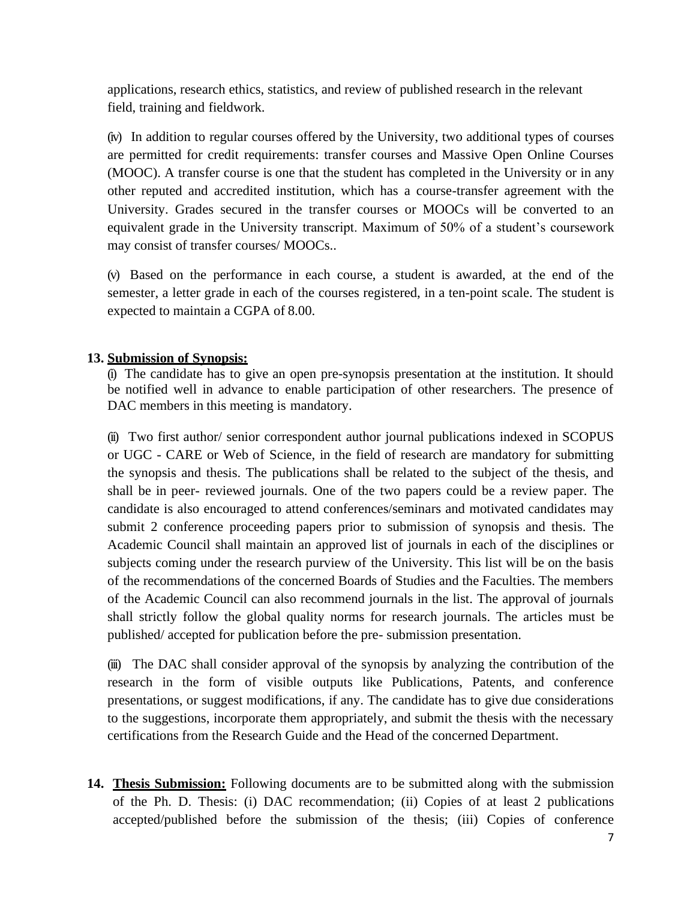applications, research ethics, statistics, and review of published research in the relevant field, training and fieldwork.

(iv) In addition to regular courses offered by the University, two additional types of courses are permitted for credit requirements: transfer courses and Massive Open Online Courses (MOOC). A transfer course is one that the student has completed in the University or in any other reputed and accredited institution, which has a course-transfer agreement with the University. Grades secured in the transfer courses or MOOCs will be converted to an equivalent grade in the University transcript. Maximum of 50% of a student's coursework may consist of transfer courses/ MOOCs..

(v) Based on the performance in each course, a student is awarded, at the end of the semester, a letter grade in each of the courses registered, in a ten-point scale. The student is expected to maintain a CGPA of 8.00.

**13. <u>Submission of Synopsis:</u>**

(i) The candidate has to give an open pre-synopsis presentation at the institution. It should be notified well in advance to enable participation of other researchers. The presence of DAC members in this meeting is mandatory.

(ii) Two first author/ senior correspondent author journal publications indexed in SCOPUS or UGC - CARE or Web of Science, in the field of research are mandatory for submitting the synopsis and thesis. The publications shall be related to the subject of the thesis, and shall be in peer- reviewed journals. One of the two papers could be a review paper. The candidate is also encouraged to attend conferences/seminars and motivated candidates may submit 2 conference proceeding papers prior to submission of synopsis and thesis. The Academic Council shall maintain an approved list of journals in each of the disciplines or subjects coming under the research purview of the University. This list will be on the basis of the recommendations of the concerned Boards of Studies and the Faculties. The members of the Academic Council can also recommend journals in the list. The approval of journals shall strictly follow the global quality norms for research journals. The articles must be published/ accepted for publication before the pre- submission presentation.

(iii) The DAC shall consider approval of the synopsis by analyzing the contribution of the research in the form of visible outputs like Publications, Patents, and conference presentations, or suggest modifications, if any. The candidate has to give due considerations to the suggestions, incorporate them appropriately, and submit the thesis with the necessary certifications from the Research Guide and the Head of the concerned Department.

**14. <u>Thesis Submission:</u>** Following documents are to be submitted along with the submission of the Ph. D. Thesis: (i) DAC recommendation; (ii) Copies of at least 2 publications accepted/published before the submission of the thesis; (iii) Copies of conference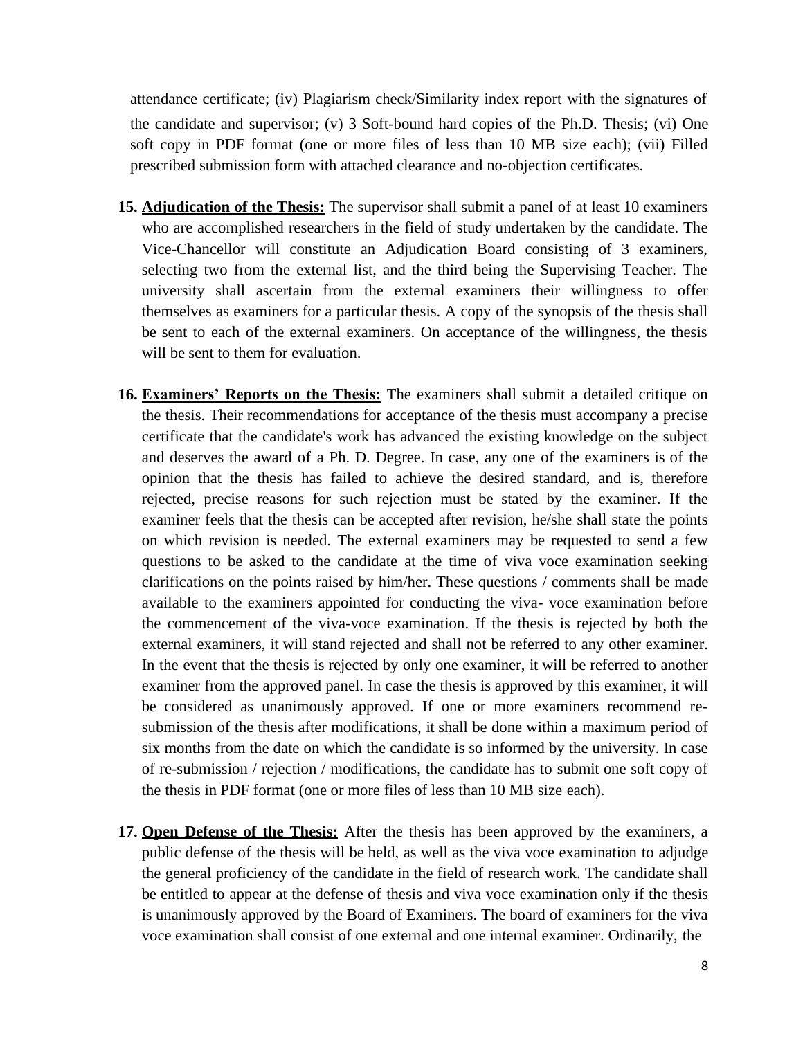attendance certificate; (iv) Plagiarism check/Similarity index report with the signatures of the candidate and supervisor; (v) 3 Soft-bound hard copies of the Ph.D. Thesis; (vi) One soft copy in PDF format (one or more files of less than 10 MB size each); (vii) Filled prescribed submission form with attached clearance and no-objection certificates.

15. **Adjudication of the Thesis:** The supervisor shall submit a panel of at least 10 examiners who are accomplished researchers in the field of study undertaken by the candidate. The Vice-Chancellor will constitute an Adjudication Board consisting of 3 examiners, selecting two from the external list, and the third being the Supervising Teacher. The university shall ascertain from the external examiners their willingness to offer themselves as examiners for a particular thesis. A copy of the synopsis of the thesis shall be sent to each of the external examiners. On acceptance of the willingness, the thesis will be sent to them for evaluation.

16. **Examiners' Reports on the Thesis:** The examiners shall submit a detailed critique on the thesis. Their recommendations for acceptance of the thesis must accompany a precise certificate that the candidate's work has advanced the existing knowledge on the subject and deserves the award of a Ph. D. Degree. In case, any one of the examiners is of the opinion that the thesis has failed to achieve the desired standard, and is, therefore rejected, precise reasons for such rejection must be stated by the examiner. If the examiner feels that the thesis can be accepted after revision, he/she shall state the points on which revision is needed. The external examiners may be requested to send a few questions to be asked to the candidate at the time of viva voce examination seeking clarifications on the points raised by him/her. These questions / comments shall be made available to the examiners appointed for conducting the viva- voce examination before the commencement of the viva-voce examination. If the thesis is rejected by both the external examiners, it will stand rejected and shall not be referred to any other examiner. In the event that the thesis is rejected by only one examiner, it will be referred to another examiner from the approved panel. In case the thesis is approved by this examiner, it will be considered as unanimously approved. If one or more examiners recommend re-submission of the thesis after modifications, it shall be done within a maximum period of six months from the date on which the candidate is so informed by the university. In case of re-submission / rejection / modifications, the candidate has to submit one soft copy of the thesis in PDF format (one or more files of less than 10 MB size each).

17. **Open Defense of the Thesis:** After the thesis has been approved by the examiners, a public defense of the thesis will be held, as well as the viva voce examination to adjudge the general proficiency of the candidate in the field of research work. The candidate shall be entitled to appear at the defense of thesis and viva voce examination only if the thesis is unanimously approved by the Board of Examiners. The board of examiners for the viva voce examination shall consist of one external and one internal examiner. Ordinarily, the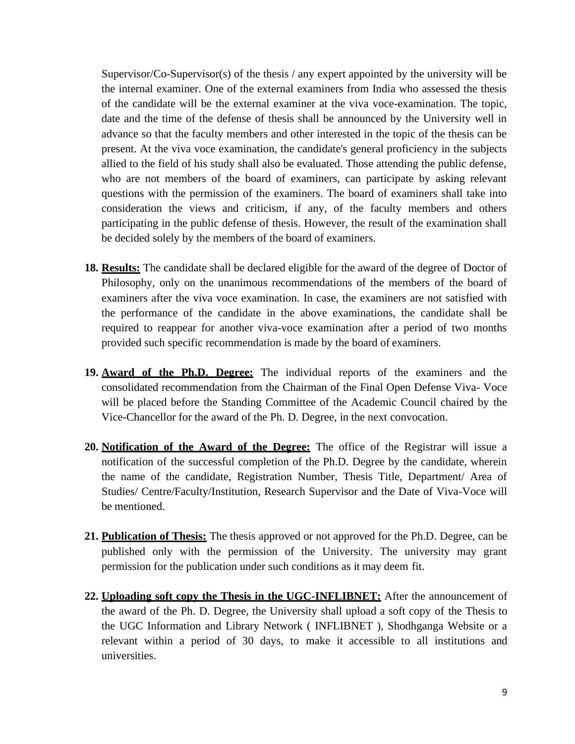Supervisor/Co-Supervisor(s) of the thesis / any expert appointed by the university will be the internal examiner. One of the external examiners from India who assessed the thesis of the candidate will be the external examiner at the viva voce-examination. The topic, date and the time of the defense of thesis shall be announced by the University well in advance so that the faculty members and other interested in the topic of the thesis can be present. At the viva voce examination, the candidate's general proficiency in the subjects allied to the field of his study shall also be evaluated. Those attending the public defense, who are not members of the board of examiners, can participate by asking relevant questions with the permission of the examiners. The board of examiners shall take into consideration the views and criticism, if any, of the faculty members and others participating in the public defense of thesis. However, the result of the examination shall be decided solely by the members of the board of examiners.

18. **Results:** The candidate shall be declared eligible for the award of the degree of Doctor of Philosophy, only on the unanimous recommendations of the members of the board of examiners after the viva voce examination. In case, the examiners are not satisfied with the performance of the candidate in the above examinations, the candidate shall be required to reappear for another viva-voce examination after a period of two months provided such specific recommendation is made by the board of examiners.

19. **Award of the Ph.D. Degree:** The individual reports of the examiners and the consolidated recommendation from the Chairman of the Final Open Defense Viva- Voce will be placed before the Standing Committee of the Academic Council chaired by the Vice-Chancellor for the award of the Ph. D. Degree, in the next convocation.

20. **Notification of the Award of the Degree:** The office of the Registrar will issue a notification of the successful completion of the Ph.D. Degree by the candidate, wherein the name of the candidate, Registration Number, Thesis Title, Department/ Area of Studies/ Centre/Faculty/Institution, Research Supervisor and the Date of Viva-Voce will be mentioned.

21. **Publication of Thesis:** The thesis approved or not approved for the Ph.D. Degree, can be published only with the permission of the University. The university may grant permission for the publication under such conditions as it may deem fit.

22. **Uploading soft copy the Thesis in the UGC-INFLIBNET:** After the announcement of the award of the Ph. D. Degree, the University shall upload a soft copy of the Thesis to the UGC Information and Library Network ( INFLIBNET ), Shodhganga Website or a relevant within a period of 30 days, to make it accessible to all institutions and universities.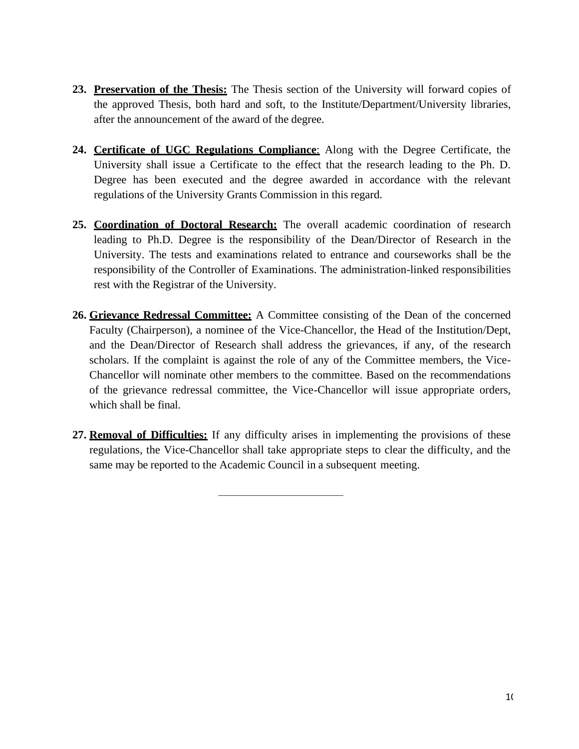23. **Preservation of the Thesis:** The Thesis section of the University will forward copies of the approved Thesis, both hard and soft, to the Institute/Department/University libraries, after the announcement of the award of the degree.

24. **Certificate of UGC Regulations Compliance**: Along with the Degree Certificate, the University shall issue a Certificate to the effect that the research leading to the Ph. D. Degree has been executed and the degree awarded in accordance with the relevant regulations of the University Grants Commission in this regard.

25. **Coordination of Doctoral Research:** The overall academic coordination of research leading to Ph.D. Degree is the responsibility of the Dean/Director of Research in the University. The tests and examinations related to entrance and courseworks shall be the responsibility of the Controller of Examinations. The administration-linked responsibilities rest with the Registrar of the University.

26. **Grievance Redressal Committee:** A Committee consisting of the Dean of the concerned Faculty (Chairperson), a nominee of the Vice-Chancellor, the Head of the Institution/Dept, and the Dean/Director of Research shall address the grievances, if any, of the research scholars. If the complaint is against the role of any of the Committee members, the Vice-Chancellor will nominate other members to the committee. Based on the recommendations of the grievance redressal committee, the Vice-Chancellor will issue appropriate orders, which shall be final.

27. **Removal of Difficulties:** If any difficulty arises in implementing the provisions of these regulations, the Vice-Chancellor shall take appropriate steps to clear the difficulty, and the same may be reported to the Academic Council in a subsequent meeting.

---